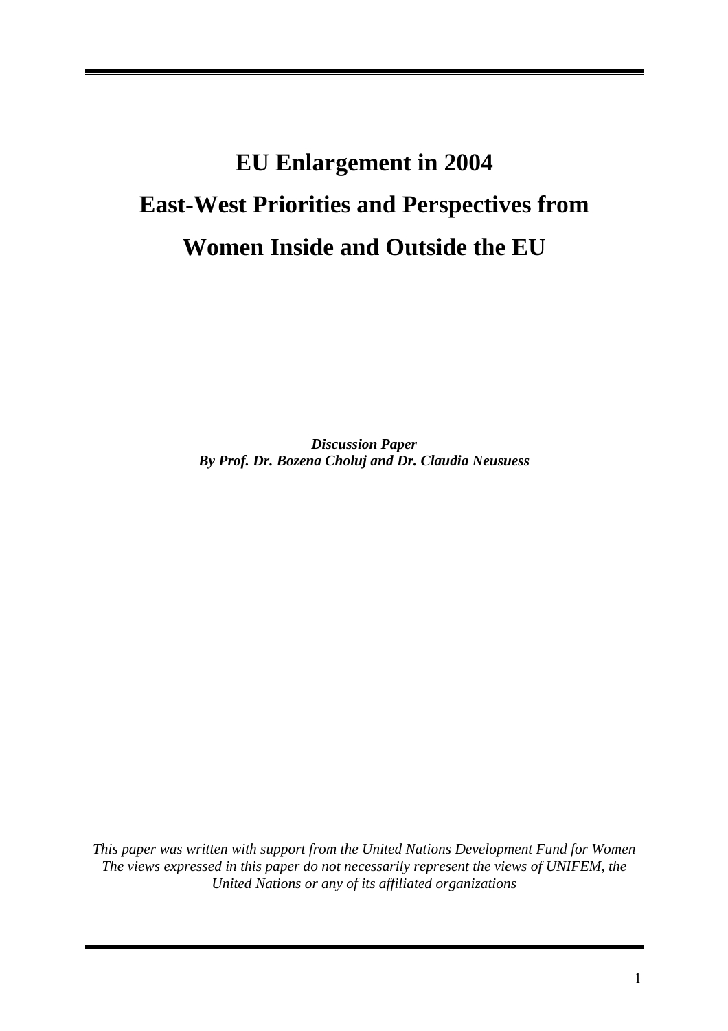# EU Enlargement in 2004
# East-West Priorities and Perspectives from Women Inside and Outside the EU

***Discussion Paper***
***By Prof. Dr. Bozena Choluj and Dr. Claudia Neusuess***

*This paper was written with support from the United Nations Development Fund for Women*
*The views expressed in this paper do not necessarily represent the views of UNIFEM, the United Nations or any of its affiliated organizations*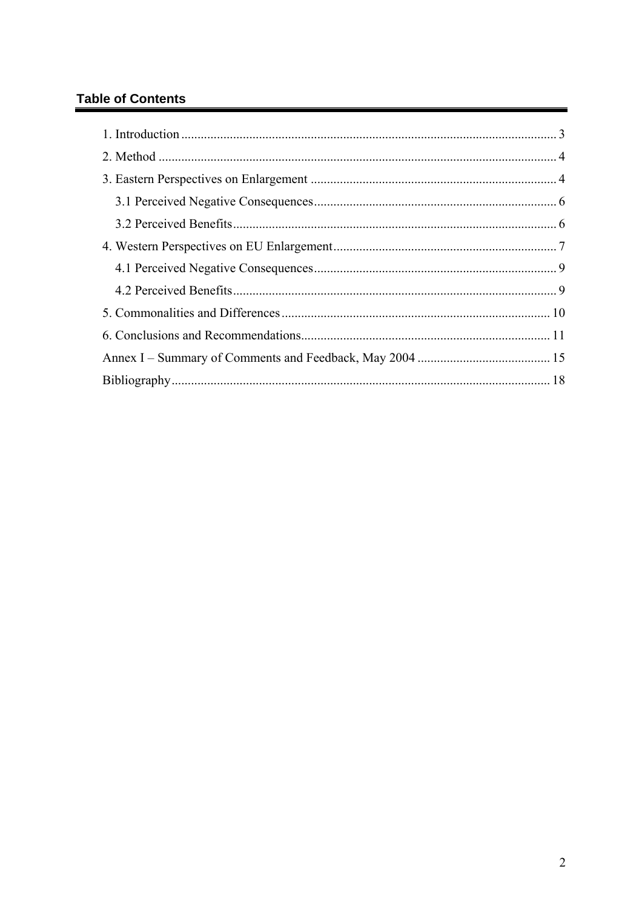## Table of Contents

1. Introduction .................................................................................................................. 3
2. Method ......................................................................................................................... 4
3. Eastern Perspectives on Enlargement .......................................................................... 4
   - 3.1 Perceived Negative Consequences ......................................................................... 6
   - 3.2 Perceived Benefits .................................................................................................. 6
4. Western Perspectives on EU Enlargement ................................................................... 7
   - 4.1 Perceived Negative Consequences ......................................................................... 9
   - 4.2 Perceived Benefits .................................................................................................. 9
5. Commonalities and Differences ................................................................................. 10
6. Conclusions and Recommendations ........................................................................... 11

Annex I – Summary of Comments and Feedback, May 2004 ........................................ 15

Bibliography ................................................................................................................... 18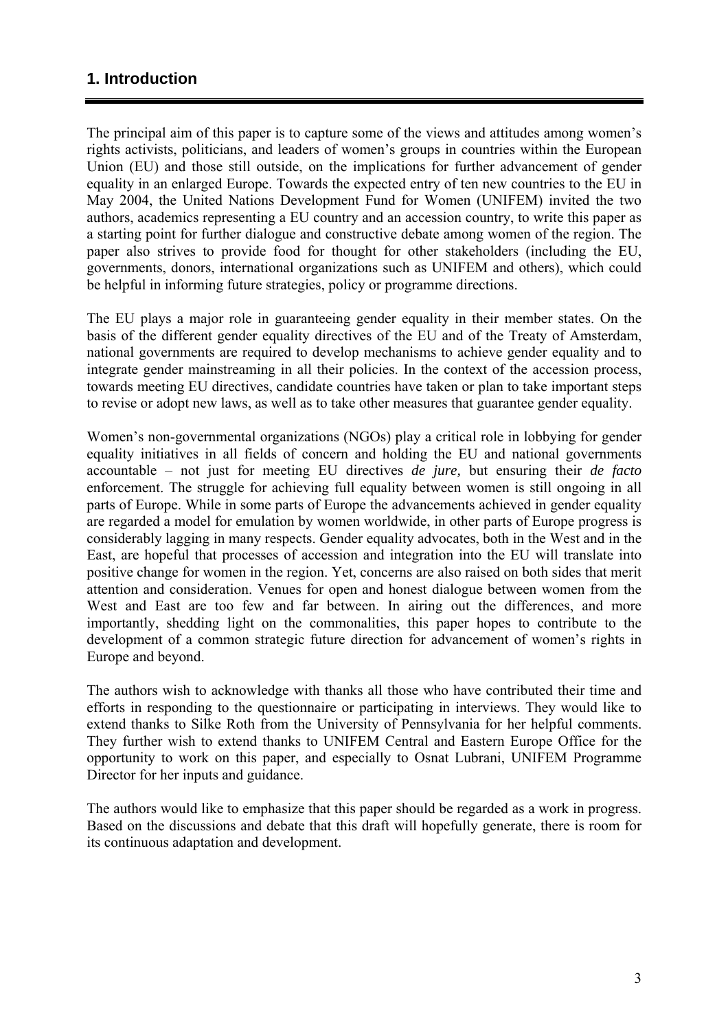## 1. Introduction

The principal aim of this paper is to capture some of the views and attitudes among women's rights activists, politicians, and leaders of women's groups in countries within the European Union (EU) and those still outside, on the implications for further advancement of gender equality in an enlarged Europe. Towards the expected entry of ten new countries to the EU in May 2004, the United Nations Development Fund for Women (UNIFEM) invited the two authors, academics representing a EU country and an accession country, to write this paper as a starting point for further dialogue and constructive debate among women of the region. The paper also strives to provide food for thought for other stakeholders (including the EU, governments, donors, international organizations such as UNIFEM and others), which could be helpful in informing future strategies, policy or programme directions.

The EU plays a major role in guaranteeing gender equality in their member states. On the basis of the different gender equality directives of the EU and of the Treaty of Amsterdam, national governments are required to develop mechanisms to achieve gender equality and to integrate gender mainstreaming in all their policies. In the context of the accession process, towards meeting EU directives, candidate countries have taken or plan to take important steps to revise or adopt new laws, as well as to take other measures that guarantee gender equality.

Women's non-governmental organizations (NGOs) play a critical role in lobbying for gender equality initiatives in all fields of concern and holding the EU and national governments accountable – not just for meeting EU directives *de jure,* but ensuring their *de facto* enforcement. The struggle for achieving full equality between women is still ongoing in all parts of Europe. While in some parts of Europe the advancements achieved in gender equality are regarded a model for emulation by women worldwide, in other parts of Europe progress is considerably lagging in many respects. Gender equality advocates, both in the West and in the East, are hopeful that processes of accession and integration into the EU will translate into positive change for women in the region. Yet, concerns are also raised on both sides that merit attention and consideration. Venues for open and honest dialogue between women from the West and East are too few and far between. In airing out the differences, and more importantly, shedding light on the commonalities, this paper hopes to contribute to the development of a common strategic future direction for advancement of women's rights in Europe and beyond.

The authors wish to acknowledge with thanks all those who have contributed their time and efforts in responding to the questionnaire or participating in interviews. They would like to extend thanks to Silke Roth from the University of Pennsylvania for her helpful comments. They further wish to extend thanks to UNIFEM Central and Eastern Europe Office for the opportunity to work on this paper, and especially to Osnat Lubrani, UNIFEM Programme Director for her inputs and guidance.

The authors would like to emphasize that this paper should be regarded as a work in progress. Based on the discussions and debate that this draft will hopefully generate, there is room for its continuous adaptation and development.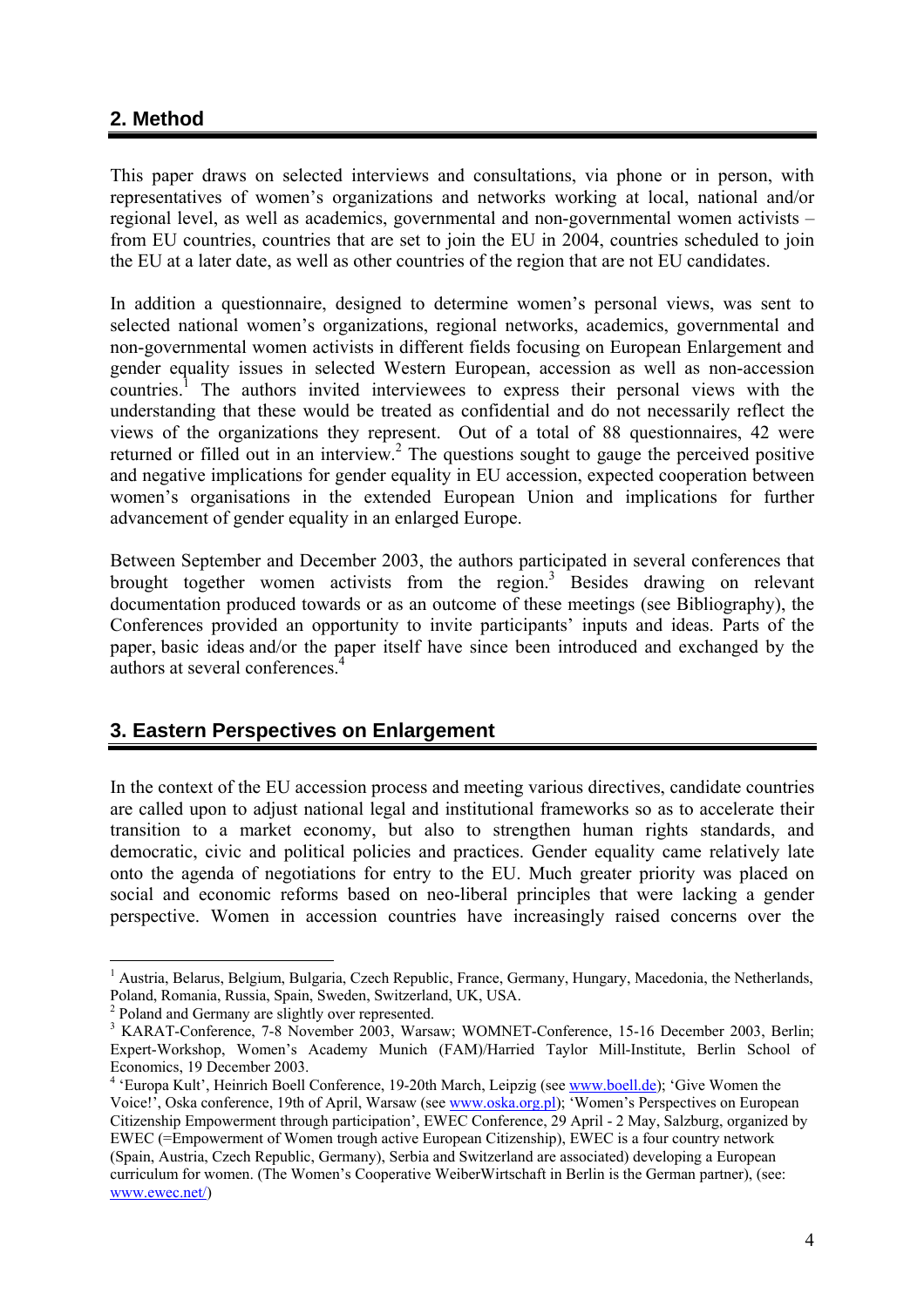## 2. Method

This paper draws on selected interviews and consultations, via phone or in person, with representatives of women's organizations and networks working at local, national and/or regional level, as well as academics, governmental and non-governmental women activists – from EU countries, countries that are set to join the EU in 2004, countries scheduled to join the EU at a later date, as well as other countries of the region that are not EU candidates.

In addition a questionnaire, designed to determine women's personal views, was sent to selected national women's organizations, regional networks, academics, governmental and non-governmental women activists in different fields focusing on European Enlargement and gender equality issues in selected Western European, accession as well as non-accession countries.[1] The authors invited interviewees to express their personal views with the understanding that these would be treated as confidential and do not necessarily reflect the views of the organizations they represent. Out of a total of 88 questionnaires, 42 were returned or filled out in an interview.[2] The questions sought to gauge the perceived positive and negative implications for gender equality in EU accession, expected cooperation between women's organisations in the extended European Union and implications for further advancement of gender equality in an enlarged Europe.

Between September and December 2003, the authors participated in several conferences that brought together women activists from the region.[3] Besides drawing on relevant documentation produced towards or as an outcome of these meetings (see Bibliography), the Conferences provided an opportunity to invite participants' inputs and ideas. Parts of the paper, basic ideas and/or the paper itself have since been introduced and exchanged by the authors at several conferences.[4]

## 3. Eastern Perspectives on Enlargement

In the context of the EU accession process and meeting various directives, candidate countries are called upon to adjust national legal and institutional frameworks so as to accelerate their transition to a market economy, but also to strengthen human rights standards, and democratic, civic and political policies and practices. Gender equality came relatively late onto the agenda of negotiations for entry to the EU. Much greater priority was placed on social and economic reforms based on neo-liberal principles that were lacking a gender perspective. Women in accession countries have increasingly raised concerns over the

---

[1] Austria, Belarus, Belgium, Bulgaria, Czech Republic, France, Germany, Hungary, Macedonia, the Netherlands, Poland, Romania, Russia, Spain, Sweden, Switzerland, UK, USA.

[2] Poland and Germany are slightly over represented.

[3] KARAT-Conference, 7-8 November 2003, Warsaw; WOMNET-Conference, 15-16 December 2003, Berlin; Expert-Workshop, Women's Academy Munich (FAM)/Harried Taylor Mill-Institute, Berlin School of Economics, 19 December 2003.

[4] 'Europa Kult', Heinrich Boell Conference, 19-20th March, Leipzig (see www.boell.de); 'Give Women the Voice!', Oska conference, 19th of April, Warsaw (see www.oska.org.pl); 'Women's Perspectives on European Citizenship Empowerment through participation', EWEC Conference, 29 April - 2 May, Salzburg, organized by EWEC (=Empowerment of Women trough active European Citizenship), EWEC is a four country network (Spain, Austria, Czech Republic, Germany), Serbia and Switzerland are associated) developing a European curriculum for women. (The Women's Cooperative WeiberWirtschaft in Berlin is the German partner), (see: www.ewec.net/)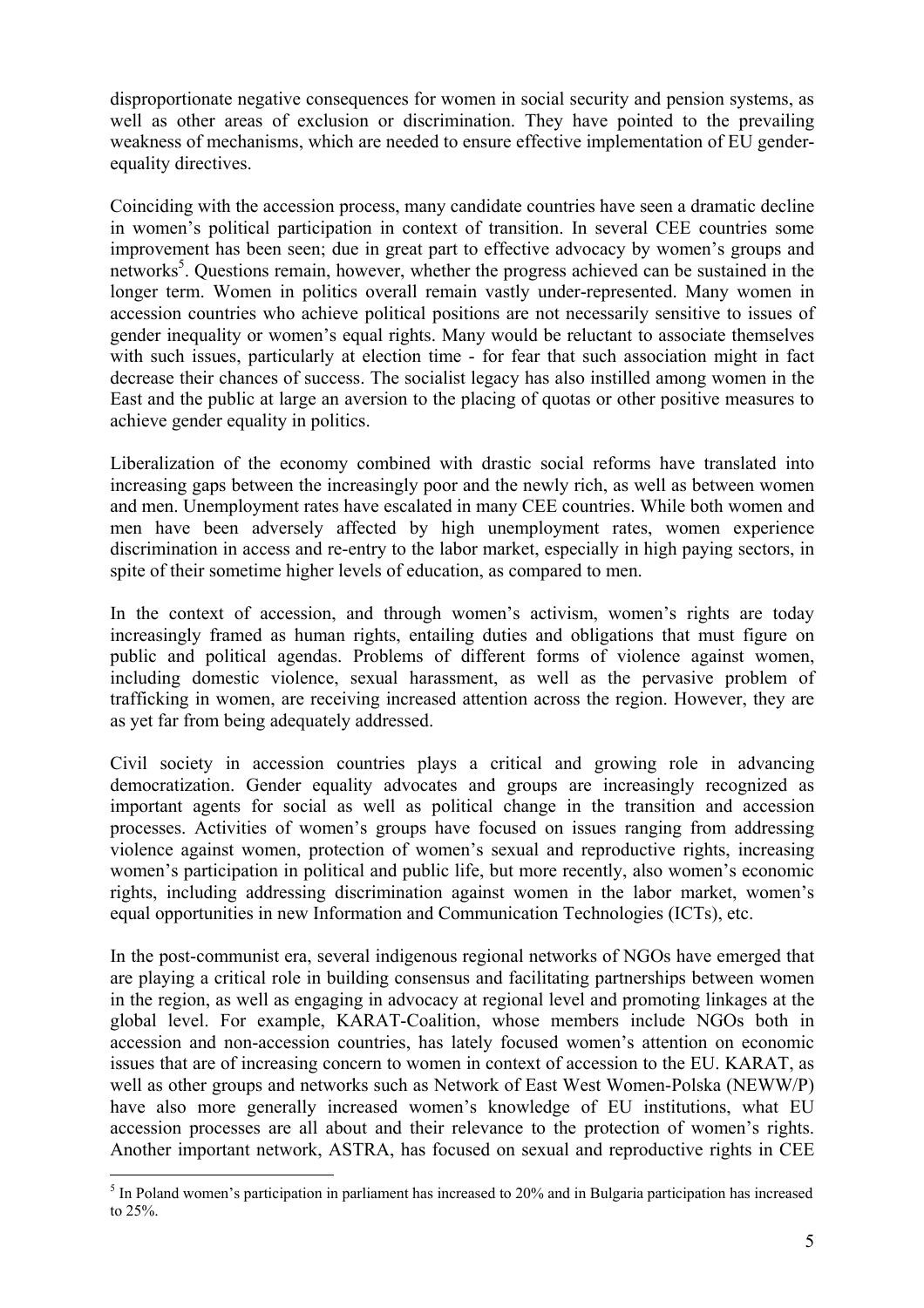disproportionate negative consequences for women in social security and pension systems, as well as other areas of exclusion or discrimination. They have pointed to the prevailing weakness of mechanisms, which are needed to ensure effective implementation of EU gender-equality directives.

Coinciding with the accession process, many candidate countries have seen a dramatic decline in women's political participation in context of transition. In several CEE countries some improvement has been seen; due in great part to effective advocacy by women's groups and networks[5]. Questions remain, however, whether the progress achieved can be sustained in the longer term. Women in politics overall remain vastly under-represented. Many women in accession countries who achieve political positions are not necessarily sensitive to issues of gender inequality or women's equal rights. Many would be reluctant to associate themselves with such issues, particularly at election time - for fear that such association might in fact decrease their chances of success. The socialist legacy has also instilled among women in the East and the public at large an aversion to the placing of quotas or other positive measures to achieve gender equality in politics.

Liberalization of the economy combined with drastic social reforms have translated into increasing gaps between the increasingly poor and the newly rich, as well as between women and men. Unemployment rates have escalated in many CEE countries. While both women and men have been adversely affected by high unemployment rates, women experience discrimination in access and re-entry to the labor market, especially in high paying sectors, in spite of their sometime higher levels of education, as compared to men.

In the context of accession, and through women's activism, women's rights are today increasingly framed as human rights, entailing duties and obligations that must figure on public and political agendas. Problems of different forms of violence against women, including domestic violence, sexual harassment, as well as the pervasive problem of trafficking in women, are receiving increased attention across the region. However, they are as yet far from being adequately addressed.

Civil society in accession countries plays a critical and growing role in advancing democratization. Gender equality advocates and groups are increasingly recognized as important agents for social as well as political change in the transition and accession processes. Activities of women's groups have focused on issues ranging from addressing violence against women, protection of women's sexual and reproductive rights, increasing women's participation in political and public life, but more recently, also women's economic rights, including addressing discrimination against women in the labor market, women's equal opportunities in new Information and Communication Technologies (ICTs), etc.

In the post-communist era, several indigenous regional networks of NGOs have emerged that are playing a critical role in building consensus and facilitating partnerships between women in the region, as well as engaging in advocacy at regional level and promoting linkages at the global level. For example, KARAT-Coalition, whose members include NGOs both in accession and non-accession countries, has lately focused women's attention on economic issues that are of increasing concern to women in context of accession to the EU. KARAT, as well as other groups and networks such as Network of East West Women-Polska (NEWW/P) have also more generally increased women's knowledge of EU institutions, what EU accession processes are all about and their relevance to the protection of women's rights. Another important network, ASTRA, has focused on sexual and reproductive rights in CEE

[5] In Poland women's participation in parliament has increased to 20% and in Bulgaria participation has increased to 25%.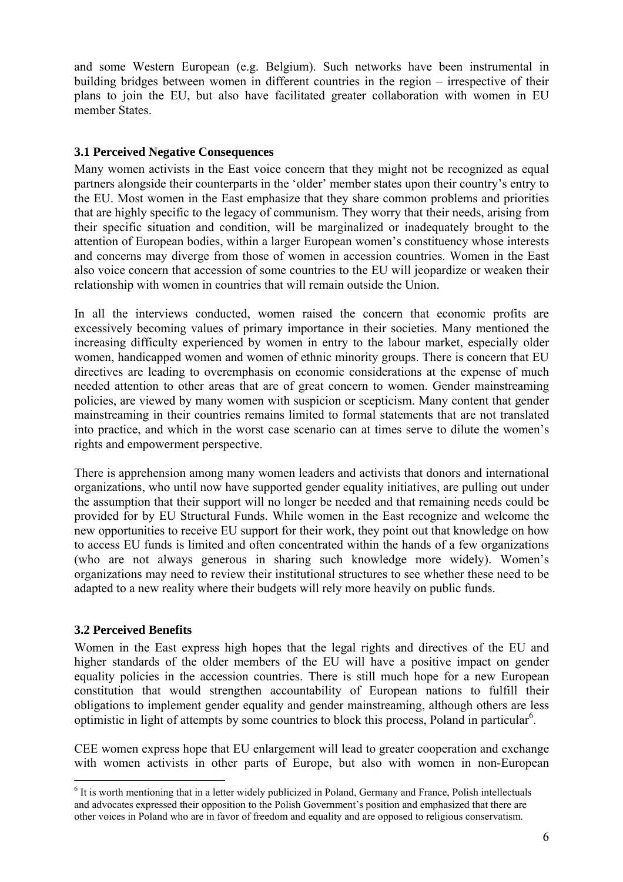and some Western European (e.g. Belgium). Such networks have been instrumental in building bridges between women in different countries in the region – irrespective of their plans to join the EU, but also have facilitated greater collaboration with women in EU member States.

### 3.1 Perceived Negative Consequences

Many women activists in the East voice concern that they might not be recognized as equal partners alongside their counterparts in the 'older' member states upon their country's entry to the EU. Most women in the East emphasize that they share common problems and priorities that are highly specific to the legacy of communism. They worry that their needs, arising from their specific situation and condition, will be marginalized or inadequately brought to the attention of European bodies, within a larger European women's constituency whose interests and concerns may diverge from those of women in accession countries. Women in the East also voice concern that accession of some countries to the EU will jeopardize or weaken their relationship with women in countries that will remain outside the Union.

In all the interviews conducted, women raised the concern that economic profits are excessively becoming values of primary importance in their societies. Many mentioned the increasing difficulty experienced by women in entry to the labour market, especially older women, handicapped women and women of ethnic minority groups. There is concern that EU directives are leading to overemphasis on economic considerations at the expense of much needed attention to other areas that are of great concern to women. Gender mainstreaming policies, are viewed by many women with suspicion or scepticism. Many content that gender mainstreaming in their countries remains limited to formal statements that are not translated into practice, and which in the worst case scenario can at times serve to dilute the women's rights and empowerment perspective.

There is apprehension among many women leaders and activists that donors and international organizations, who until now have supported gender equality initiatives, are pulling out under the assumption that their support will no longer be needed and that remaining needs could be provided for by EU Structural Funds. While women in the East recognize and welcome the new opportunities to receive EU support for their work, they point out that knowledge on how to access EU funds is limited and often concentrated within the hands of a few organizations (who are not always generous in sharing such knowledge more widely). Women's organizations may need to review their institutional structures to see whether these need to be adapted to a new reality where their budgets will rely more heavily on public funds.

### 3.2 Perceived Benefits

Women in the East express high hopes that the legal rights and directives of the EU and higher standards of the older members of the EU will have a positive impact on gender equality policies in the accession countries. There is still much hope for a new European constitution that would strengthen accountability of European nations to fulfill their obligations to implement gender equality and gender mainstreaming, although others are less optimistic in light of attempts by some countries to block this process, Poland in particular[6].

CEE women express hope that EU enlargement will lead to greater cooperation and exchange with women activists in other parts of Europe, but also with women in non-European

[6] It is worth mentioning that in a letter widely publicized in Poland, Germany and France, Polish intellectuals and advocates expressed their opposition to the Polish Government's position and emphasized that there are other voices in Poland who are in favor of freedom and equality and are opposed to religious conservatism.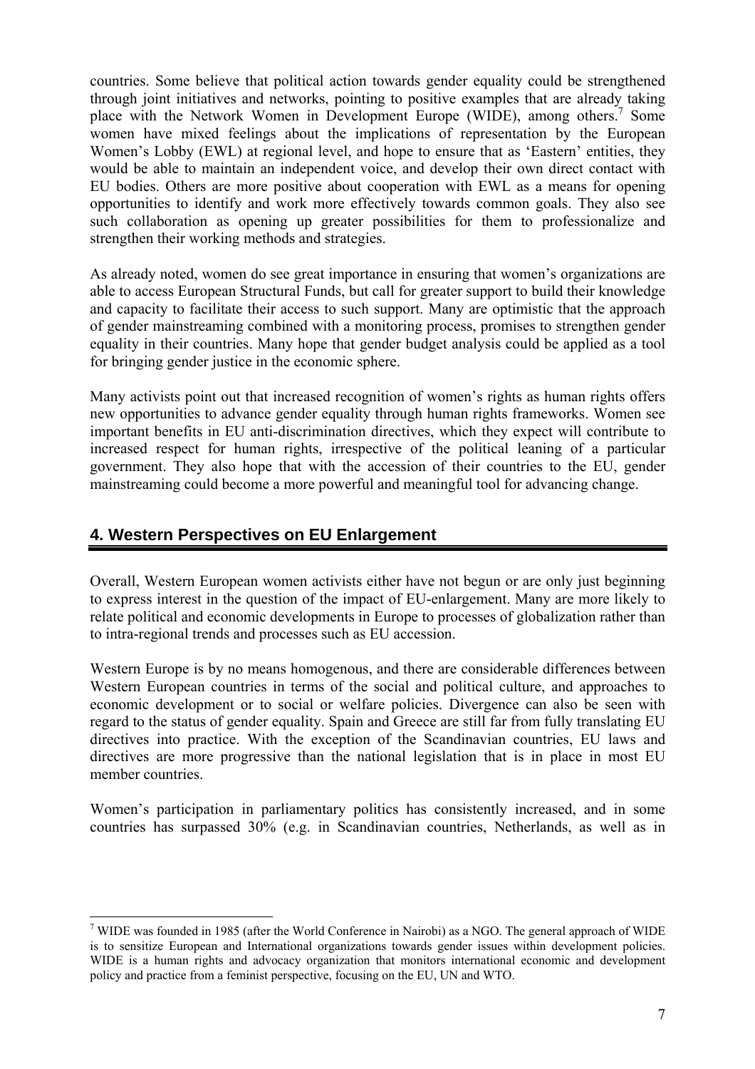countries. Some believe that political action towards gender equality could be strengthened through joint initiatives and networks, pointing to positive examples that are already taking place with the Network Women in Development Europe (WIDE), among others.[7] Some women have mixed feelings about the implications of representation by the European Women's Lobby (EWL) at regional level, and hope to ensure that as 'Eastern' entities, they would be able to maintain an independent voice, and develop their own direct contact with EU bodies. Others are more positive about cooperation with EWL as a means for opening opportunities to identify and work more effectively towards common goals. They also see such collaboration as opening up greater possibilities for them to professionalize and strengthen their working methods and strategies.

As already noted, women do see great importance in ensuring that women's organizations are able to access European Structural Funds, but call for greater support to build their knowledge and capacity to facilitate their access to such support. Many are optimistic that the approach of gender mainstreaming combined with a monitoring process, promises to strengthen gender equality in their countries. Many hope that gender budget analysis could be applied as a tool for bringing gender justice in the economic sphere.

Many activists point out that increased recognition of women's rights as human rights offers new opportunities to advance gender equality through human rights frameworks. Women see important benefits in EU anti-discrimination directives, which they expect will contribute to increased respect for human rights, irrespective of the political leaning of a particular government. They also hope that with the accession of their countries to the EU, gender mainstreaming could become a more powerful and meaningful tool for advancing change.

## 4. Western Perspectives on EU Enlargement

Overall, Western European women activists either have not begun or are only just beginning to express interest in the question of the impact of EU-enlargement. Many are more likely to relate political and economic developments in Europe to processes of globalization rather than to intra-regional trends and processes such as EU accession.

Western Europe is by no means homogenous, and there are considerable differences between Western European countries in terms of the social and political culture, and approaches to economic development or to social or welfare policies. Divergence can also be seen with regard to the status of gender equality. Spain and Greece are still far from fully translating EU directives into practice. With the exception of the Scandinavian countries, EU laws and directives are more progressive than the national legislation that is in place in most EU member countries.

Women's participation in parliamentary politics has consistently increased, and in some countries has surpassed 30% (e.g. in Scandinavian countries, Netherlands, as well as in

[7] WIDE was founded in 1985 (after the World Conference in Nairobi) as a NGO. The general approach of WIDE is to sensitize European and International organizations towards gender issues within development policies. WIDE is a human rights and advocacy organization that monitors international economic and development policy and practice from a feminist perspective, focusing on the EU, UN and WTO.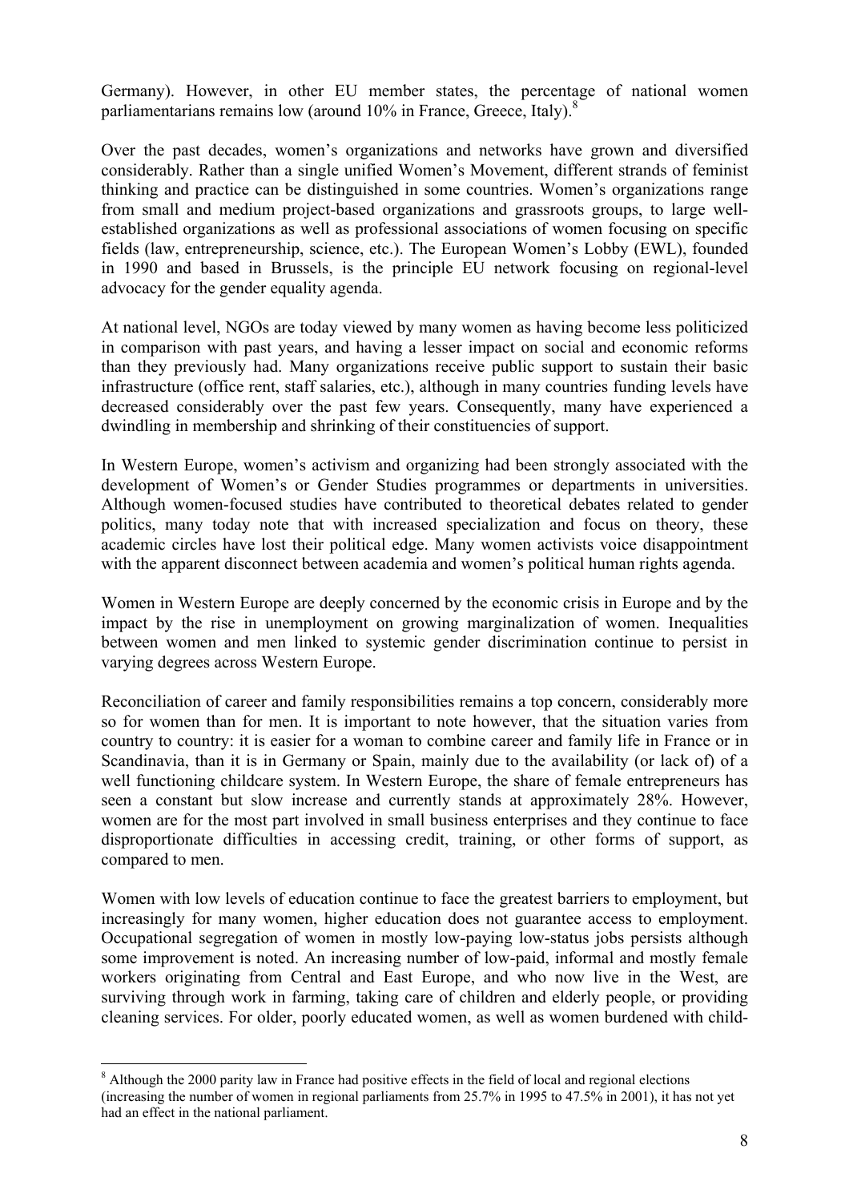Germany). However, in other EU member states, the percentage of national women parliamentarians remains low (around 10% in France, Greece, Italy).[8]

Over the past decades, women's organizations and networks have grown and diversified considerably. Rather than a single unified Women's Movement, different strands of feminist thinking and practice can be distinguished in some countries. Women's organizations range from small and medium project-based organizations and grassroots groups, to large well-established organizations as well as professional associations of women focusing on specific fields (law, entrepreneurship, science, etc.). The European Women's Lobby (EWL), founded in 1990 and based in Brussels, is the principle EU network focusing on regional-level advocacy for the gender equality agenda.

At national level, NGOs are today viewed by many women as having become less politicized in comparison with past years, and having a lesser impact on social and economic reforms than they previously had. Many organizations receive public support to sustain their basic infrastructure (office rent, staff salaries, etc.), although in many countries funding levels have decreased considerably over the past few years. Consequently, many have experienced a dwindling in membership and shrinking of their constituencies of support.

In Western Europe, women's activism and organizing had been strongly associated with the development of Women's or Gender Studies programmes or departments in universities. Although women-focused studies have contributed to theoretical debates related to gender politics, many today note that with increased specialization and focus on theory, these academic circles have lost their political edge. Many women activists voice disappointment with the apparent disconnect between academia and women's political human rights agenda.

Women in Western Europe are deeply concerned by the economic crisis in Europe and by the impact by the rise in unemployment on growing marginalization of women. Inequalities between women and men linked to systemic gender discrimination continue to persist in varying degrees across Western Europe.

Reconciliation of career and family responsibilities remains a top concern, considerably more so for women than for men. It is important to note however, that the situation varies from country to country: it is easier for a woman to combine career and family life in France or in Scandinavia, than it is in Germany or Spain, mainly due to the availability (or lack of) of a well functioning childcare system. In Western Europe, the share of female entrepreneurs has seen a constant but slow increase and currently stands at approximately 28%. However, women are for the most part involved in small business enterprises and they continue to face disproportionate difficulties in accessing credit, training, or other forms of support, as compared to men.

Women with low levels of education continue to face the greatest barriers to employment, but increasingly for many women, higher education does not guarantee access to employment. Occupational segregation of women in mostly low-paying low-status jobs persists although some improvement is noted. An increasing number of low-paid, informal and mostly female workers originating from Central and East Europe, and who now live in the West, are surviving through work in farming, taking care of children and elderly people, or providing cleaning services. For older, poorly educated women, as well as women burdened with child-

[8] Although the 2000 parity law in France had positive effects in the field of local and regional elections (increasing the number of women in regional parliaments from 25.7% in 1995 to 47.5% in 2001), it has not yet had an effect in the national parliament.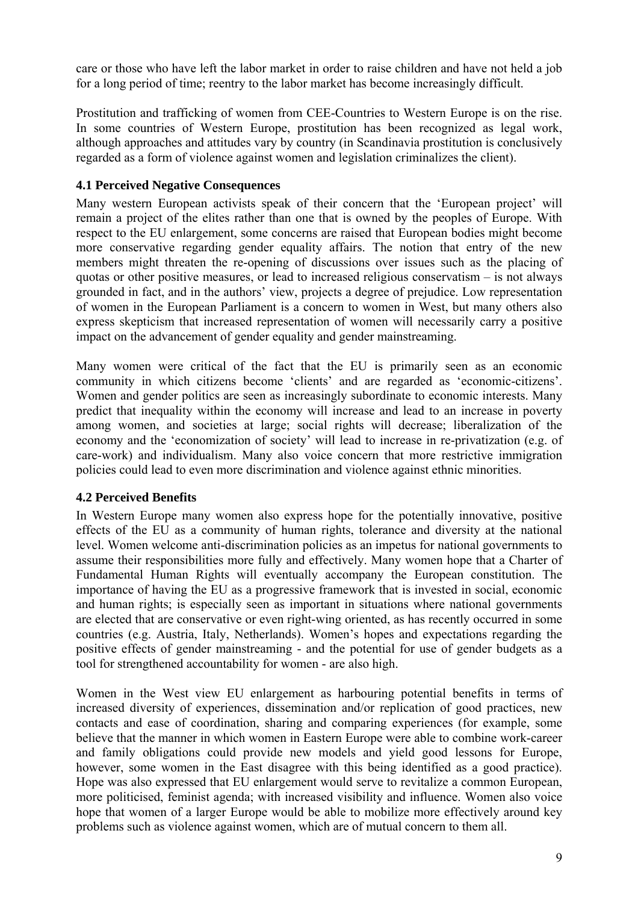care or those who have left the labor market in order to raise children and have not held a job for a long period of time; reentry to the labor market has become increasingly difficult.

Prostitution and trafficking of women from CEE-Countries to Western Europe is on the rise. In some countries of Western Europe, prostitution has been recognized as legal work, although approaches and attitudes vary by country (in Scandinavia prostitution is conclusively regarded as a form of violence against women and legislation criminalizes the client).

### 4.1 Perceived Negative Consequences

Many western European activists speak of their concern that the 'European project' will remain a project of the elites rather than one that is owned by the peoples of Europe. With respect to the EU enlargement, some concerns are raised that European bodies might become more conservative regarding gender equality affairs. The notion that entry of the new members might threaten the re-opening of discussions over issues such as the placing of quotas or other positive measures, or lead to increased religious conservatism – is not always grounded in fact, and in the authors' view, projects a degree of prejudice. Low representation of women in the European Parliament is a concern to women in West, but many others also express skepticism that increased representation of women will necessarily carry a positive impact on the advancement of gender equality and gender mainstreaming.

Many women were critical of the fact that the EU is primarily seen as an economic community in which citizens become 'clients' and are regarded as 'economic-citizens'. Women and gender politics are seen as increasingly subordinate to economic interests. Many predict that inequality within the economy will increase and lead to an increase in poverty among women, and societies at large; social rights will decrease; liberalization of the economy and the 'economization of society' will lead to increase in re-privatization (e.g. of care-work) and individualism. Many also voice concern that more restrictive immigration policies could lead to even more discrimination and violence against ethnic minorities.

### 4.2 Perceived Benefits

In Western Europe many women also express hope for the potentially innovative, positive effects of the EU as a community of human rights, tolerance and diversity at the national level. Women welcome anti-discrimination policies as an impetus for national governments to assume their responsibilities more fully and effectively. Many women hope that a Charter of Fundamental Human Rights will eventually accompany the European constitution. The importance of having the EU as a progressive framework that is invested in social, economic and human rights; is especially seen as important in situations where national governments are elected that are conservative or even right-wing oriented, as has recently occurred in some countries (e.g. Austria, Italy, Netherlands). Women's hopes and expectations regarding the positive effects of gender mainstreaming - and the potential for use of gender budgets as a tool for strengthened accountability for women - are also high.

Women in the West view EU enlargement as harbouring potential benefits in terms of increased diversity of experiences, dissemination and/or replication of good practices, new contacts and ease of coordination, sharing and comparing experiences (for example, some believe that the manner in which women in Eastern Europe were able to combine work-career and family obligations could provide new models and yield good lessons for Europe, however, some women in the East disagree with this being identified as a good practice). Hope was also expressed that EU enlargement would serve to revitalize a common European, more politicised, feminist agenda; with increased visibility and influence. Women also voice hope that women of a larger Europe would be able to mobilize more effectively around key problems such as violence against women, which are of mutual concern to them all.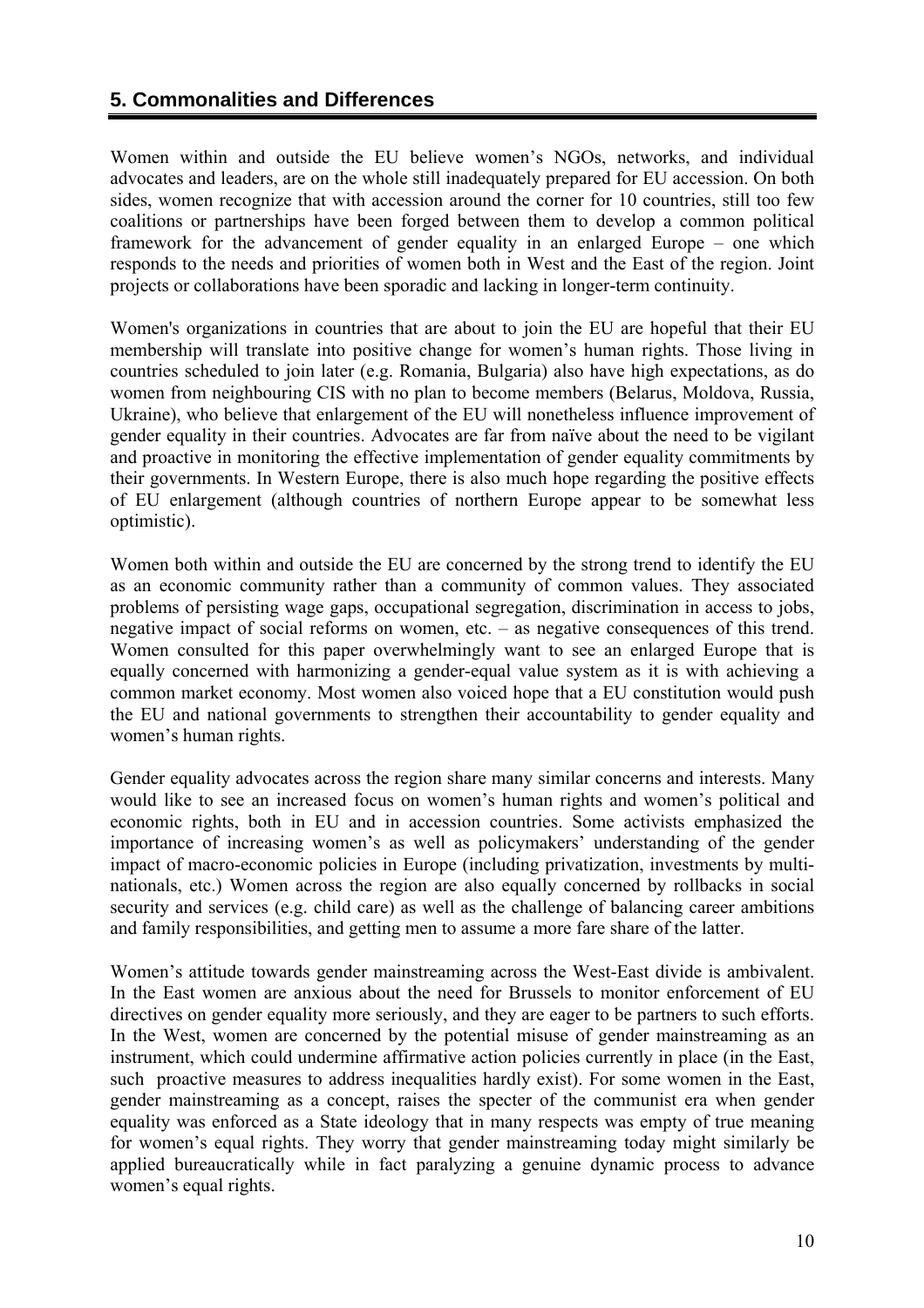## 5. Commonalities and Differences

Women within and outside the EU believe women's NGOs, networks, and individual advocates and leaders, are on the whole still inadequately prepared for EU accession. On both sides, women recognize that with accession around the corner for 10 countries, still too few coalitions or partnerships have been forged between them to develop a common political framework for the advancement of gender equality in an enlarged Europe – one which responds to the needs and priorities of women both in West and the East of the region. Joint projects or collaborations have been sporadic and lacking in longer-term continuity.

Women's organizations in countries that are about to join the EU are hopeful that their EU membership will translate into positive change for women's human rights. Those living in countries scheduled to join later (e.g. Romania, Bulgaria) also have high expectations, as do women from neighbouring CIS with no plan to become members (Belarus, Moldova, Russia, Ukraine), who believe that enlargement of the EU will nonetheless influence improvement of gender equality in their countries. Advocates are far from naïve about the need to be vigilant and proactive in monitoring the effective implementation of gender equality commitments by their governments. In Western Europe, there is also much hope regarding the positive effects of EU enlargement (although countries of northern Europe appear to be somewhat less optimistic).

Women both within and outside the EU are concerned by the strong trend to identify the EU as an economic community rather than a community of common values. They associated problems of persisting wage gaps, occupational segregation, discrimination in access to jobs, negative impact of social reforms on women, etc. – as negative consequences of this trend. Women consulted for this paper overwhelmingly want to see an enlarged Europe that is equally concerned with harmonizing a gender-equal value system as it is with achieving a common market economy. Most women also voiced hope that a EU constitution would push the EU and national governments to strengthen their accountability to gender equality and women's human rights.

Gender equality advocates across the region share many similar concerns and interests. Many would like to see an increased focus on women's human rights and women's political and economic rights, both in EU and in accession countries. Some activists emphasized the importance of increasing women's as well as policymakers' understanding of the gender impact of macro-economic policies in Europe (including privatization, investments by multi-nationals, etc.) Women across the region are also equally concerned by rollbacks in social security and services (e.g. child care) as well as the challenge of balancing career ambitions and family responsibilities, and getting men to assume a more fare share of the latter.

Women's attitude towards gender mainstreaming across the West-East divide is ambivalent. In the East women are anxious about the need for Brussels to monitor enforcement of EU directives on gender equality more seriously, and they are eager to be partners to such efforts. In the West, women are concerned by the potential misuse of gender mainstreaming as an instrument, which could undermine affirmative action policies currently in place (in the East, such proactive measures to address inequalities hardly exist). For some women in the East, gender mainstreaming as a concept, raises the specter of the communist era when gender equality was enforced as a State ideology that in many respects was empty of true meaning for women's equal rights. They worry that gender mainstreaming today might similarly be applied bureaucratically while in fact paralyzing a genuine dynamic process to advance women's equal rights.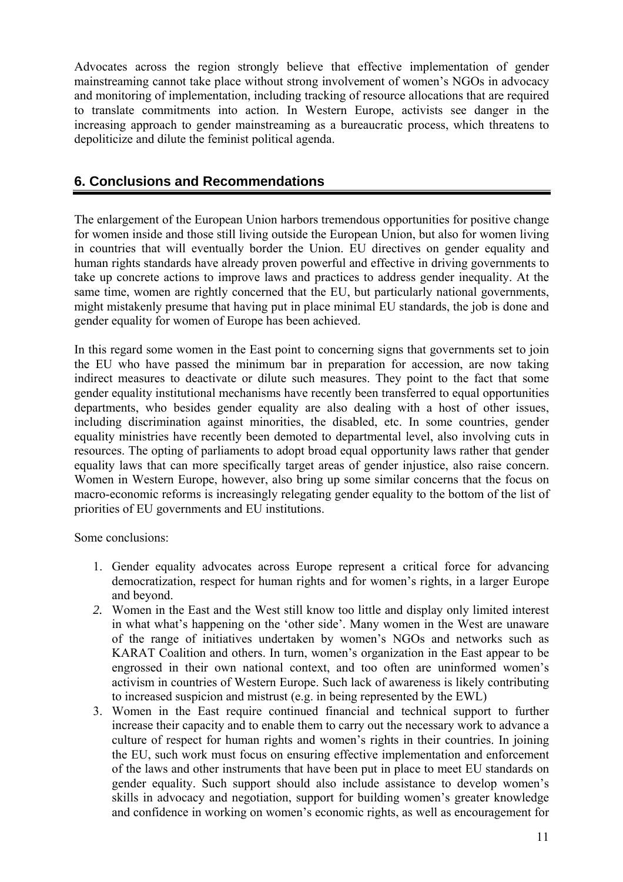Advocates across the region strongly believe that effective implementation of gender mainstreaming cannot take place without strong involvement of women's NGOs in advocacy and monitoring of implementation, including tracking of resource allocations that are required to translate commitments into action. In Western Europe, activists see danger in the increasing approach to gender mainstreaming as a bureaucratic process, which threatens to depoliticize and dilute the feminist political agenda.

## 6. Conclusions and Recommendations

The enlargement of the European Union harbors tremendous opportunities for positive change for women inside and those still living outside the European Union, but also for women living in countries that will eventually border the Union. EU directives on gender equality and human rights standards have already proven powerful and effective in driving governments to take up concrete actions to improve laws and practices to address gender inequality. At the same time, women are rightly concerned that the EU, but particularly national governments, might mistakenly presume that having put in place minimal EU standards, the job is done and gender equality for women of Europe has been achieved.

In this regard some women in the East point to concerning signs that governments set to join the EU who have passed the minimum bar in preparation for accession, are now taking indirect measures to deactivate or dilute such measures. They point to the fact that some gender equality institutional mechanisms have recently been transferred to equal opportunities departments, who besides gender equality are also dealing with a host of other issues, including discrimination against minorities, the disabled, etc. In some countries, gender equality ministries have recently been demoted to departmental level, also involving cuts in resources. The opting of parliaments to adopt broad equal opportunity laws rather that gender equality laws that can more specifically target areas of gender injustice, also raise concern. Women in Western Europe, however, also bring up some similar concerns that the focus on macro-economic reforms is increasingly relegating gender equality to the bottom of the list of priorities of EU governments and EU institutions.

Some conclusions:

1. Gender equality advocates across Europe represent a critical force for advancing democratization, respect for human rights and for women's rights, in a larger Europe and beyond.
2. Women in the East and the West still know too little and display only limited interest in what what's happening on the 'other side'. Many women in the West are unaware of the range of initiatives undertaken by women's NGOs and networks such as KARAT Coalition and others. In turn, women's organization in the East appear to be engrossed in their own national context, and too often are uninformed women's activism in countries of Western Europe. Such lack of awareness is likely contributing to increased suspicion and mistrust (e.g. in being represented by the EWL)
3. Women in the East require continued financial and technical support to further increase their capacity and to enable them to carry out the necessary work to advance a culture of respect for human rights and women's rights in their countries. In joining the EU, such work must focus on ensuring effective implementation and enforcement of the laws and other instruments that have been put in place to meet EU standards on gender equality. Such support should also include assistance to develop women's skills in advocacy and negotiation, support for building women's greater knowledge and confidence in working on women's economic rights, as well as encouragement for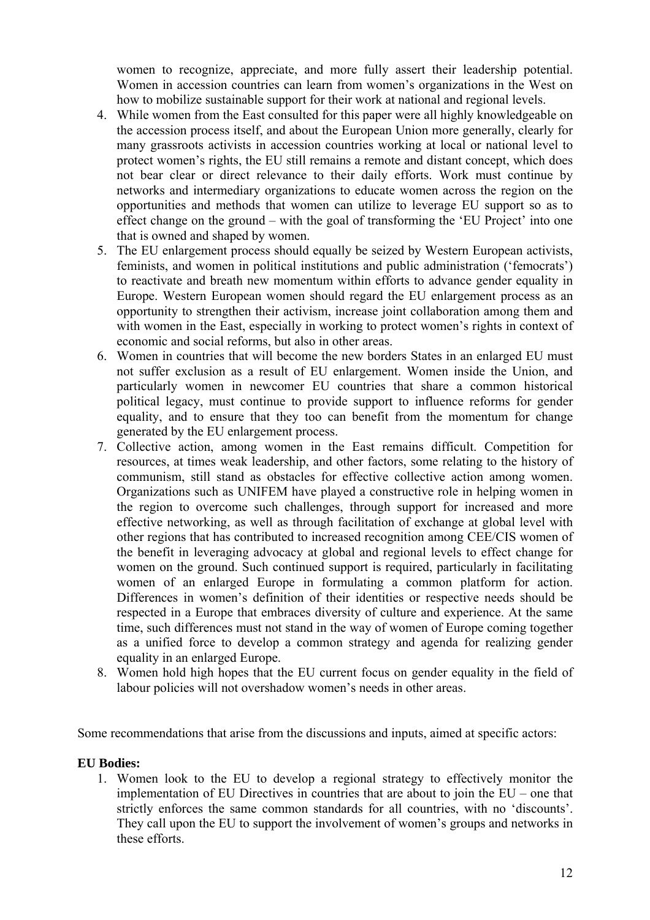women to recognize, appreciate, and more fully assert their leadership potential. Women in accession countries can learn from women's organizations in the West on how to mobilize sustainable support for their work at national and regional levels.

4. While women from the East consulted for this paper were all highly knowledgeable on the accession process itself, and about the European Union more generally, clearly for many grassroots activists in accession countries working at local or national level to protect women's rights, the EU still remains a remote and distant concept, which does not bear clear or direct relevance to their daily efforts. Work must continue by networks and intermediary organizations to educate women across the region on the opportunities and methods that women can utilize to leverage EU support so as to effect change on the ground – with the goal of transforming the 'EU Project' into one that is owned and shaped by women.
5. The EU enlargement process should equally be seized by Western European activists, feminists, and women in political institutions and public administration ('femocrats') to reactivate and breath new momentum within efforts to advance gender equality in Europe. Western European women should regard the EU enlargement process as an opportunity to strengthen their activism, increase joint collaboration among them and with women in the East, especially in working to protect women's rights in context of economic and social reforms, but also in other areas.
6. Women in countries that will become the new borders States in an enlarged EU must not suffer exclusion as a result of EU enlargement. Women inside the Union, and particularly women in newcomer EU countries that share a common historical political legacy, must continue to provide support to influence reforms for gender equality, and to ensure that they too can benefit from the momentum for change generated by the EU enlargement process.
7. Collective action, among women in the East remains difficult. Competition for resources, at times weak leadership, and other factors, some relating to the history of communism, still stand as obstacles for effective collective action among women. Organizations such as UNIFEM have played a constructive role in helping women in the region to overcome such challenges, through support for increased and more effective networking, as well as through facilitation of exchange at global level with other regions that has contributed to increased recognition among CEE/CIS women of the benefit in leveraging advocacy at global and regional levels to effect change for women on the ground. Such continued support is required, particularly in facilitating women of an enlarged Europe in formulating a common platform for action. Differences in women's definition of their identities or respective needs should be respected in a Europe that embraces diversity of culture and experience. At the same time, such differences must not stand in the way of women of Europe coming together as a unified force to develop a common strategy and agenda for realizing gender equality in an enlarged Europe.
8. Women hold high hopes that the EU current focus on gender equality in the field of labour policies will not overshadow women's needs in other areas.

Some recommendations that arise from the discussions and inputs, aimed at specific actors:

**EU Bodies:**

1. Women look to the EU to develop a regional strategy to effectively monitor the implementation of EU Directives in countries that are about to join the EU – one that strictly enforces the same common standards for all countries, with no 'discounts'. They call upon the EU to support the involvement of women's groups and networks in these efforts.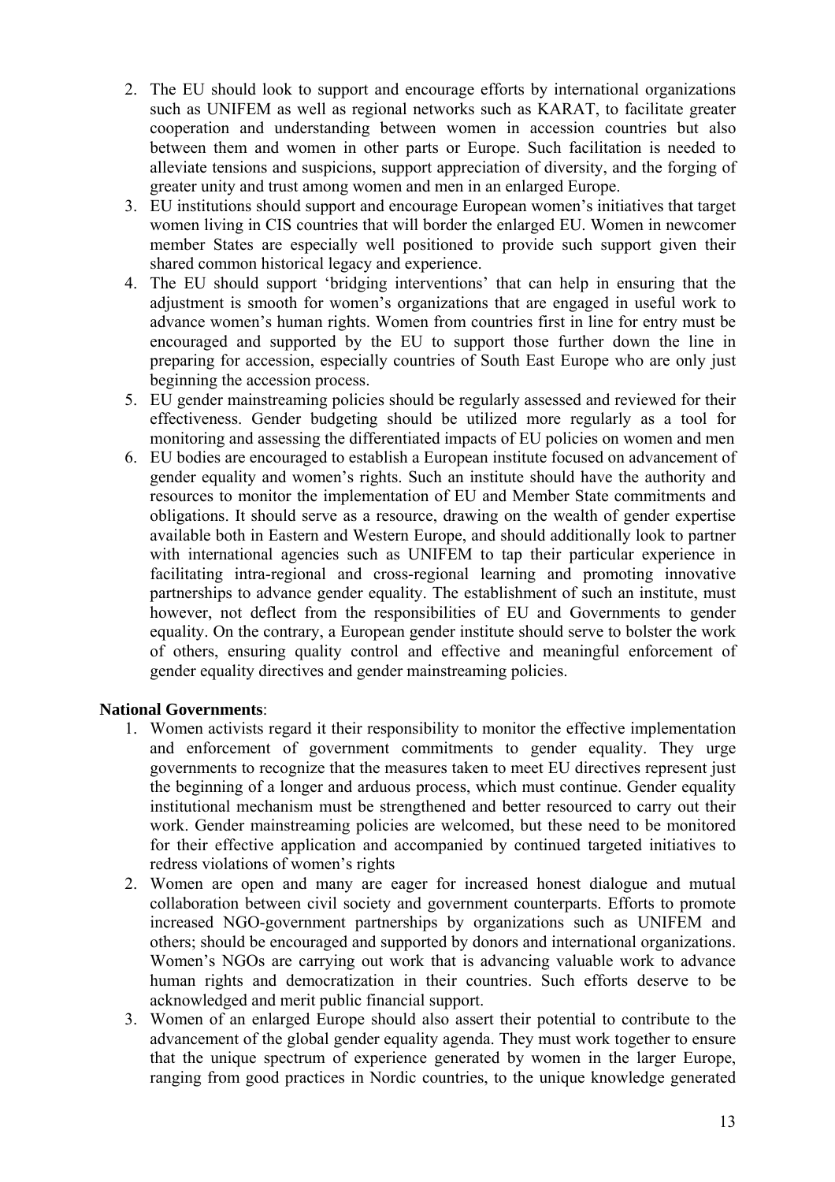2. The EU should look to support and encourage efforts by international organizations such as UNIFEM as well as regional networks such as KARAT, to facilitate greater cooperation and understanding between women in accession countries but also between them and women in other parts or Europe. Such facilitation is needed to alleviate tensions and suspicions, support appreciation of diversity, and the forging of greater unity and trust among women and men in an enlarged Europe.
3. EU institutions should support and encourage European women's initiatives that target women living in CIS countries that will border the enlarged EU. Women in newcomer member States are especially well positioned to provide such support given their shared common historical legacy and experience.
4. The EU should support 'bridging interventions' that can help in ensuring that the adjustment is smooth for women's organizations that are engaged in useful work to advance women's human rights. Women from countries first in line for entry must be encouraged and supported by the EU to support those further down the line in preparing for accession, especially countries of South East Europe who are only just beginning the accession process.
5. EU gender mainstreaming policies should be regularly assessed and reviewed for their effectiveness. Gender budgeting should be utilized more regularly as a tool for monitoring and assessing the differentiated impacts of EU policies on women and men
6. EU bodies are encouraged to establish a European institute focused on advancement of gender equality and women's rights. Such an institute should have the authority and resources to monitor the implementation of EU and Member State commitments and obligations. It should serve as a resource, drawing on the wealth of gender expertise available both in Eastern and Western Europe, and should additionally look to partner with international agencies such as UNIFEM to tap their particular experience in facilitating intra-regional and cross-regional learning and promoting innovative partnerships to advance gender equality. The establishment of such an institute, must however, not deflect from the responsibilities of EU and Governments to gender equality. On the contrary, a European gender institute should serve to bolster the work of others, ensuring quality control and effective and meaningful enforcement of gender equality directives and gender mainstreaming policies.

**National Governments**:

1. Women activists regard it their responsibility to monitor the effective implementation and enforcement of government commitments to gender equality. They urge governments to recognize that the measures taken to meet EU directives represent just the beginning of a longer and arduous process, which must continue. Gender equality institutional mechanism must be strengthened and better resourced to carry out their work. Gender mainstreaming policies are welcomed, but these need to be monitored for their effective application and accompanied by continued targeted initiatives to redress violations of women's rights
2. Women are open and many are eager for increased honest dialogue and mutual collaboration between civil society and government counterparts. Efforts to promote increased NGO-government partnerships by organizations such as UNIFEM and others; should be encouraged and supported by donors and international organizations. Women's NGOs are carrying out work that is advancing valuable work to advance human rights and democratization in their countries. Such efforts deserve to be acknowledged and merit public financial support.
3. Women of an enlarged Europe should also assert their potential to contribute to the advancement of the global gender equality agenda. They must work together to ensure that the unique spectrum of experience generated by women in the larger Europe, ranging from good practices in Nordic countries, to the unique knowledge generated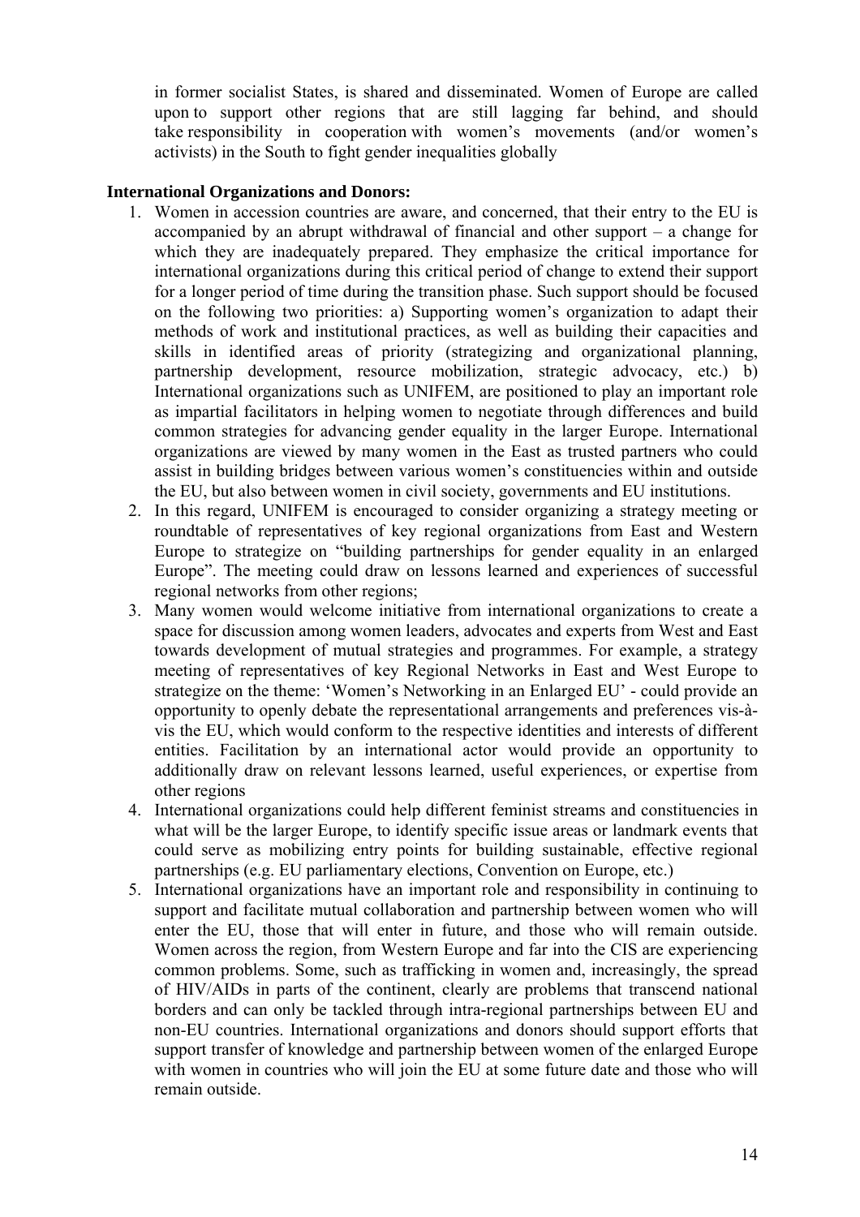in former socialist States, is shared and disseminated. Women of Europe are called upon to support other regions that are still lagging far behind, and should take responsibility in cooperation with women's movements (and/or women's activists) in the South to fight gender inequalities globally

**International Organizations and Donors:**

1. Women in accession countries are aware, and concerned, that their entry to the EU is accompanied by an abrupt withdrawal of financial and other support – a change for which they are inadequately prepared. They emphasize the critical importance for international organizations during this critical period of change to extend their support for a longer period of time during the transition phase. Such support should be focused on the following two priorities: a) Supporting women's organization to adapt their methods of work and institutional practices, as well as building their capacities and skills in identified areas of priority (strategizing and organizational planning, partnership development, resource mobilization, strategic advocacy, etc.) b) International organizations such as UNIFEM, are positioned to play an important role as impartial facilitators in helping women to negotiate through differences and build common strategies for advancing gender equality in the larger Europe. International organizations are viewed by many women in the East as trusted partners who could assist in building bridges between various women's constituencies within and outside the EU, but also between women in civil society, governments and EU institutions.
2. In this regard, UNIFEM is encouraged to consider organizing a strategy meeting or roundtable of representatives of key regional organizations from East and Western Europe to strategize on "building partnerships for gender equality in an enlarged Europe". The meeting could draw on lessons learned and experiences of successful regional networks from other regions;
3. Many women would welcome initiative from international organizations to create a space for discussion among women leaders, advocates and experts from West and East towards development of mutual strategies and programmes. For example, a strategy meeting of representatives of key Regional Networks in East and West Europe to strategize on the theme: 'Women's Networking in an Enlarged EU' - could provide an opportunity to openly debate the representational arrangements and preferences vis-à-vis the EU, which would conform to the respective identities and interests of different entities. Facilitation by an international actor would provide an opportunity to additionally draw on relevant lessons learned, useful experiences, or expertise from other regions
4. International organizations could help different feminist streams and constituencies in what will be the larger Europe, to identify specific issue areas or landmark events that could serve as mobilizing entry points for building sustainable, effective regional partnerships (e.g. EU parliamentary elections, Convention on Europe, etc.)
5. International organizations have an important role and responsibility in continuing to support and facilitate mutual collaboration and partnership between women who will enter the EU, those that will enter in future, and those who will remain outside. Women across the region, from Western Europe and far into the CIS are experiencing common problems. Some, such as trafficking in women and, increasingly, the spread of HIV/AIDs in parts of the continent, clearly are problems that transcend national borders and can only be tackled through intra-regional partnerships between EU and non-EU countries. International organizations and donors should support efforts that support transfer of knowledge and partnership between women of the enlarged Europe with women in countries who will join the EU at some future date and those who will remain outside.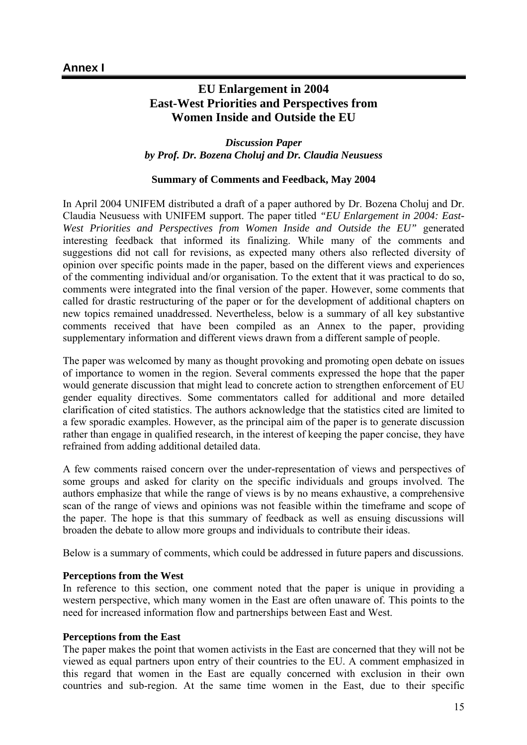## Annex I

# EU Enlargement in 2004
# East-West Priorities and Perspectives from Women Inside and Outside the EU

***Discussion Paper***
***by Prof. Dr. Bozena Choluj and Dr. Claudia Neusuess***

**Summary of Comments and Feedback, May 2004**

In April 2004 UNIFEM distributed a draft of a paper authored by Dr. Bozena Choluj and Dr. Claudia Neusuess with UNIFEM support. The paper titled *"EU Enlargement in 2004: East-West Priorities and Perspectives from Women Inside and Outside the EU"* generated interesting feedback that informed its finalizing. While many of the comments and suggestions did not call for revisions, as expected many others also reflected diversity of opinion over specific points made in the paper, based on the different views and experiences of the commenting individual and/or organisation. To the extent that it was practical to do so, comments were integrated into the final version of the paper. However, some comments that called for drastic restructuring of the paper or for the development of additional chapters on new topics remained unaddressed. Nevertheless, below is a summary of all key substantive comments received that have been compiled as an Annex to the paper, providing supplementary information and different views drawn from a different sample of people.

The paper was welcomed by many as thought provoking and promoting open debate on issues of importance to women in the region. Several comments expressed the hope that the paper would generate discussion that might lead to concrete action to strengthen enforcement of EU gender equality directives. Some commentators called for additional and more detailed clarification of cited statistics. The authors acknowledge that the statistics cited are limited to a few sporadic examples. However, as the principal aim of the paper is to generate discussion rather than engage in qualified research, in the interest of keeping the paper concise, they have refrained from adding additional detailed data.

A few comments raised concern over the under-representation of views and perspectives of some groups and asked for clarity on the specific individuals and groups involved. The authors emphasize that while the range of views is by no means exhaustive, a comprehensive scan of the range of views and opinions was not feasible within the timeframe and scope of the paper. The hope is that this summary of feedback as well as ensuing discussions will broaden the debate to allow more groups and individuals to contribute their ideas.

Below is a summary of comments, which could be addressed in future papers and discussions.

**Perceptions from the West**

In reference to this section, one comment noted that the paper is unique in providing a western perspective, which many women in the East are often unaware of. This points to the need for increased information flow and partnerships between East and West.

**Perceptions from the East**

The paper makes the point that women activists in the East are concerned that they will not be viewed as equal partners upon entry of their countries to the EU. A comment emphasized in this regard that women in the East are equally concerned with exclusion in their own countries and sub-region. At the same time women in the East, due to their specific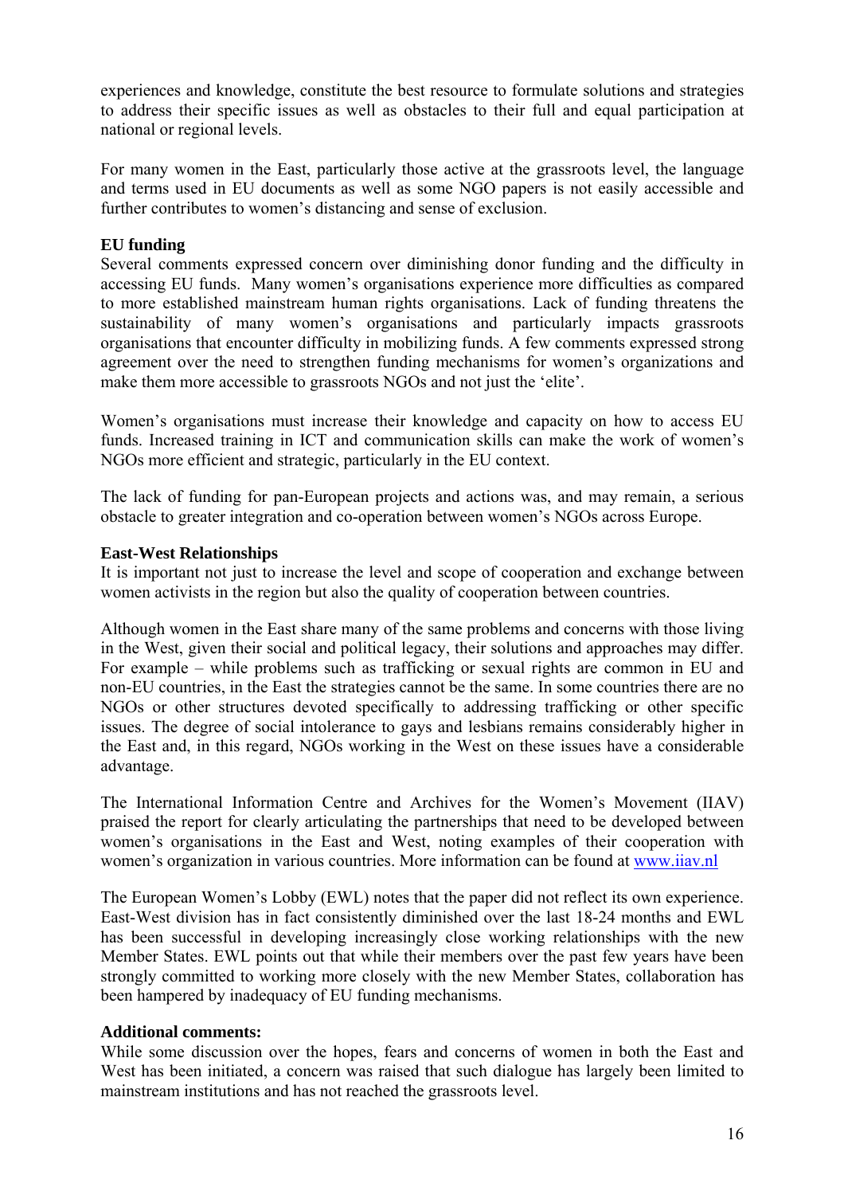experiences and knowledge, constitute the best resource to formulate solutions and strategies to address their specific issues as well as obstacles to their full and equal participation at national or regional levels.

For many women in the East, particularly those active at the grassroots level, the language and terms used in EU documents as well as some NGO papers is not easily accessible and further contributes to women's distancing and sense of exclusion.

**EU funding**

Several comments expressed concern over diminishing donor funding and the difficulty in accessing EU funds. Many women's organisations experience more difficulties as compared to more established mainstream human rights organisations. Lack of funding threatens the sustainability of many women's organisations and particularly impacts grassroots organisations that encounter difficulty in mobilizing funds. A few comments expressed strong agreement over the need to strengthen funding mechanisms for women's organizations and make them more accessible to grassroots NGOs and not just the 'elite'.

Women's organisations must increase their knowledge and capacity on how to access EU funds. Increased training in ICT and communication skills can make the work of women's NGOs more efficient and strategic, particularly in the EU context.

The lack of funding for pan-European projects and actions was, and may remain, a serious obstacle to greater integration and co-operation between women's NGOs across Europe.

**East-West Relationships**

It is important not just to increase the level and scope of cooperation and exchange between women activists in the region but also the quality of cooperation between countries.

Although women in the East share many of the same problems and concerns with those living in the West, given their social and political legacy, their solutions and approaches may differ. For example – while problems such as trafficking or sexual rights are common in EU and non-EU countries, in the East the strategies cannot be the same. In some countries there are no NGOs or other structures devoted specifically to addressing trafficking or other specific issues. The degree of social intolerance to gays and lesbians remains considerably higher in the East and, in this regard, NGOs working in the West on these issues have a considerable advantage.

The International Information Centre and Archives for the Women's Movement (IIAV) praised the report for clearly articulating the partnerships that need to be developed between women's organisations in the East and West, noting examples of their cooperation with women's organization in various countries. More information can be found at www.iiav.nl

The European Women's Lobby (EWL) notes that the paper did not reflect its own experience. East-West division has in fact consistently diminished over the last 18-24 months and EWL has been successful in developing increasingly close working relationships with the new Member States. EWL points out that while their members over the past few years have been strongly committed to working more closely with the new Member States, collaboration has been hampered by inadequacy of EU funding mechanisms.

**Additional comments:**

While some discussion over the hopes, fears and concerns of women in both the East and West has been initiated, a concern was raised that such dialogue has largely been limited to mainstream institutions and has not reached the grassroots level.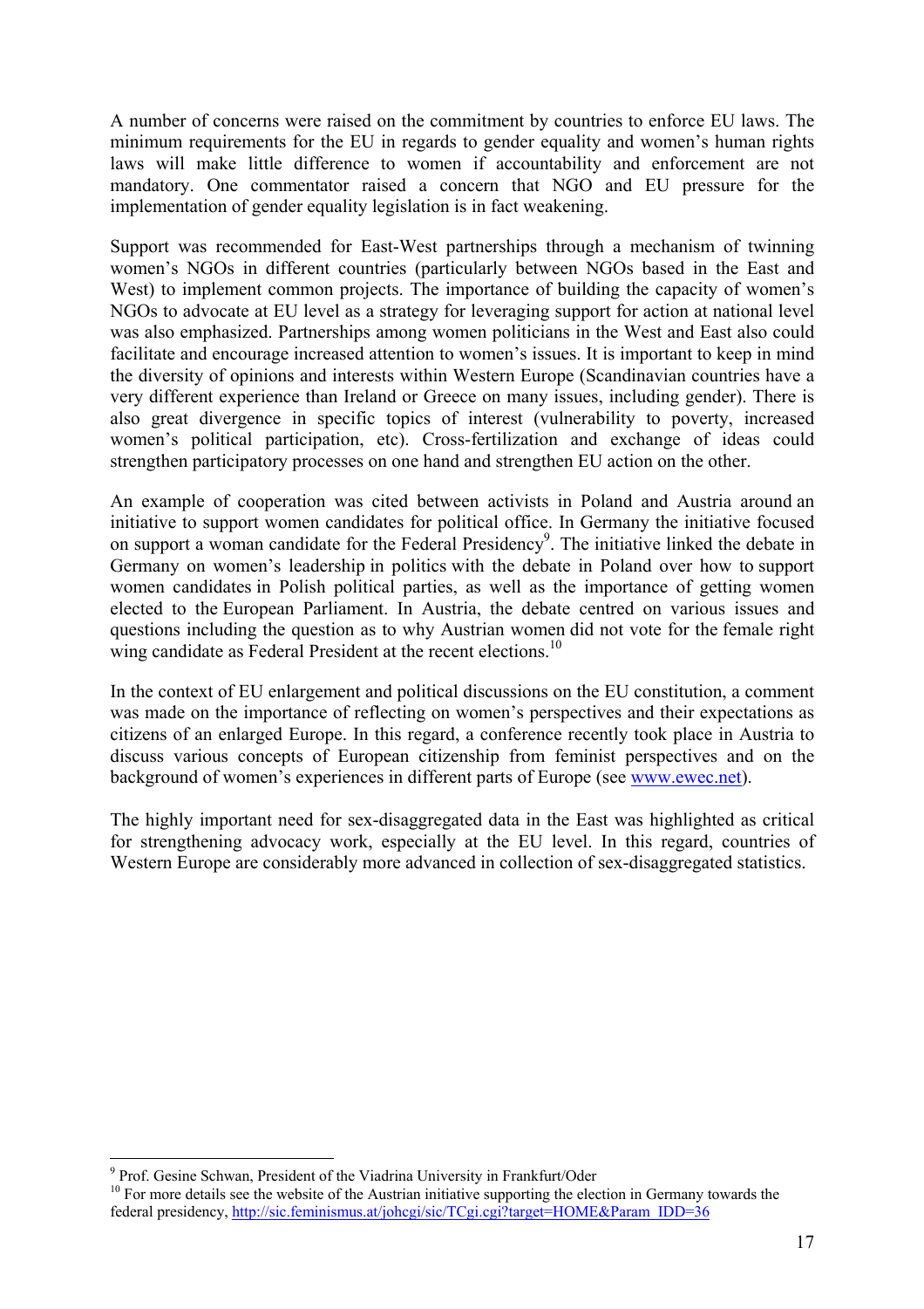A number of concerns were raised on the commitment by countries to enforce EU laws. The minimum requirements for the EU in regards to gender equality and women's human rights laws will make little difference to women if accountability and enforcement are not mandatory. One commentator raised a concern that NGO and EU pressure for the implementation of gender equality legislation is in fact weakening.

Support was recommended for East-West partnerships through a mechanism of twinning women's NGOs in different countries (particularly between NGOs based in the East and West) to implement common projects. The importance of building the capacity of women's NGOs to advocate at EU level as a strategy for leveraging support for action at national level was also emphasized. Partnerships among women politicians in the West and East also could facilitate and encourage increased attention to women's issues. It is important to keep in mind the diversity of opinions and interests within Western Europe (Scandinavian countries have a very different experience than Ireland or Greece on many issues, including gender). There is also great divergence in specific topics of interest (vulnerability to poverty, increased women's political participation, etc). Cross-fertilization and exchange of ideas could strengthen participatory processes on one hand and strengthen EU action on the other.

An example of cooperation was cited between activists in Poland and Austria around an initiative to support women candidates for political office. In Germany the initiative focused on support a woman candidate for the Federal Presidency[9]. The initiative linked the debate in Germany on women's leadership in politics with the debate in Poland over how to support women candidates in Polish political parties, as well as the importance of getting women elected to the European Parliament. In Austria, the debate centred on various issues and questions including the question as to why Austrian women did not vote for the female right wing candidate as Federal President at the recent elections.[10]

In the context of EU enlargement and political discussions on the EU constitution, a comment was made on the importance of reflecting on women's perspectives and their expectations as citizens of an enlarged Europe. In this regard, a conference recently took place in Austria to discuss various concepts of European citizenship from feminist perspectives and on the background of women's experiences in different parts of Europe (see www.ewec.net).

The highly important need for sex-disaggregated data in the East was highlighted as critical for strengthening advocacy work, especially at the EU level. In this regard, countries of Western Europe are considerably more advanced in collection of sex-disaggregated statistics.

---

[9] Prof. Gesine Schwan, President of the Viadrina University in Frankfurt/Oder

[10] For more details see the website of the Austrian initiative supporting the election in Germany towards the federal presidency, http://sic.feminismus.at/johcgi/sic/TCgi.cgi?target=HOME&Param_IDD=36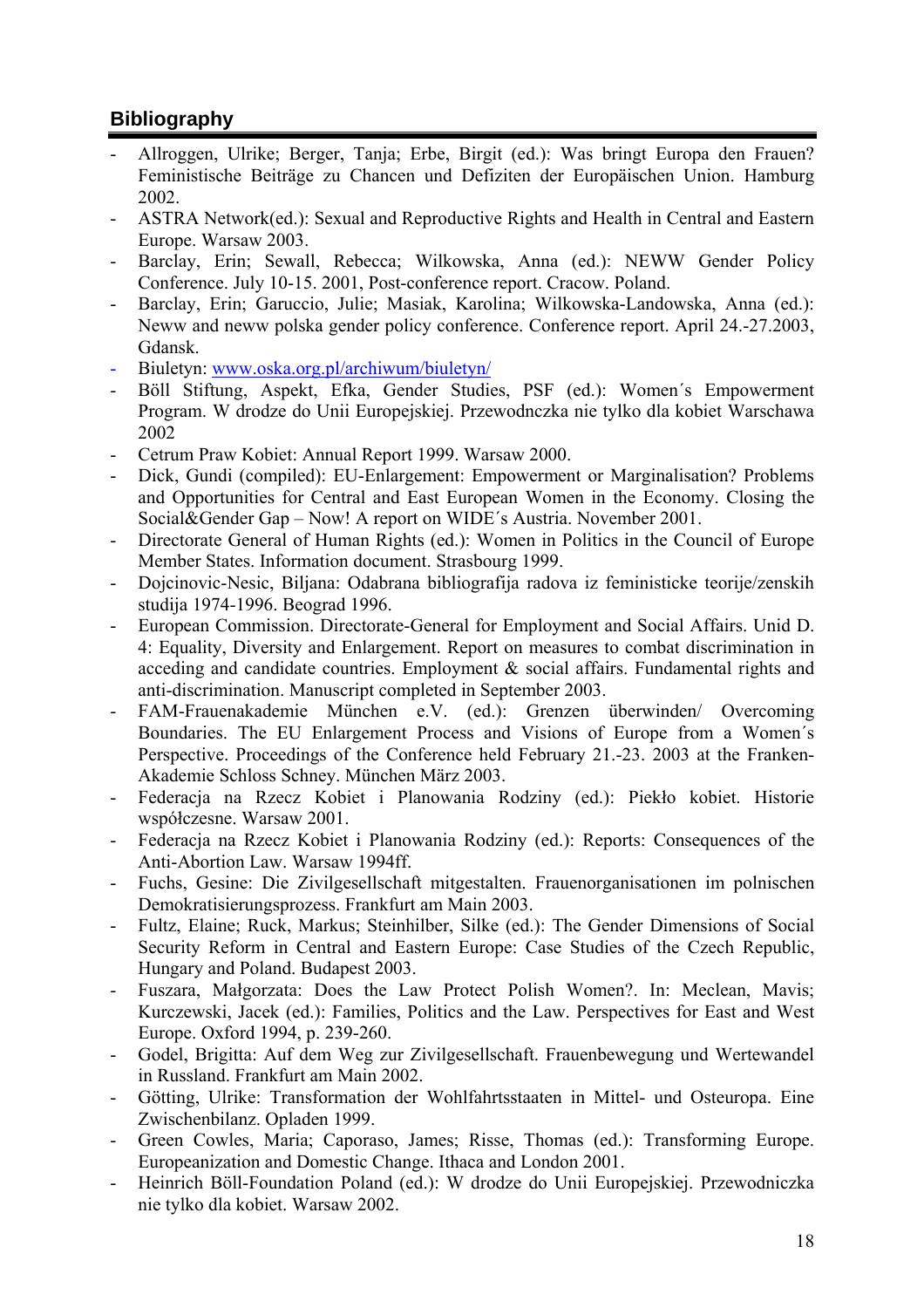## Bibliography

- Allroggen, Ulrike; Berger, Tanja; Erbe, Birgit (ed.): Was bringt Europa den Frauen? Feministische Beiträge zu Chancen und Defiziten der Europäischen Union. Hamburg 2002.
- ASTRA Network(ed.): Sexual and Reproductive Rights and Health in Central and Eastern Europe. Warsaw 2003.
- Barclay, Erin; Sewall, Rebecca; Wilkowska, Anna (ed.): NEWW Gender Policy Conference. July 10-15. 2001, Post-conference report. Cracow. Poland.
- Barclay, Erin; Garuccio, Julie; Masiak, Karolina; Wilkowska-Landowska, Anna (ed.): Neww and neww polska gender policy conference. Conference report. April 24.-27.2003, Gdansk.
- Biuletyn: [www.oska.org.pl/archiwum/biuletyn/](http://www.oska.org.pl/archiwum/biuletyn/)
- Böll Stiftung, Aspekt, Efka, Gender Studies, PSF (ed.): Women´s Empowerment Program. W drodze do Unii Europejskiej. Przewodnczka nie tylko dla kobiet Warschawa 2002
- Cetrum Praw Kobiet: Annual Report 1999. Warsaw 2000.
- Dick, Gundi (compiled): EU-Enlargement: Empowerment or Marginalisation? Problems and Opportunities for Central and East European Women in the Economy. Closing the Social&Gender Gap – Now! A report on WIDE´s Austria. November 2001.
- Directorate General of Human Rights (ed.): Women in Politics in the Council of Europe Member States. Information document. Strasbourg 1999.
- Dojcinovic-Nesic, Biljana: Odabrana bibliografija radova iz feministicke teorije/zenskih studija 1974-1996. Beograd 1996.
- European Commission. Directorate-General for Employment and Social Affairs. Unid D. 4: Equality, Diversity and Enlargement. Report on measures to combat discrimination in acceding and candidate countries. Employment & social affairs. Fundamental rights and anti-discrimination. Manuscript completed in September 2003.
- FAM-Frauenakademie München e.V. (ed.): Grenzen überwinden/ Overcoming Boundaries. The EU Enlargement Process and Visions of Europe from a Women´s Perspective. Proceedings of the Conference held February 21.-23. 2003 at the Franken-Akademie Schloss Schney. München März 2003.
- Federacja na Rzecz Kobiet i Planowania Rodziny (ed.): Piekło kobiet. Historie współczesne. Warsaw 2001.
- Federacja na Rzecz Kobiet i Planowania Rodziny (ed.): Reports: Consequences of the Anti-Abortion Law. Warsaw 1994ff.
- Fuchs, Gesine: Die Zivilgesellschaft mitgestalten. Frauenorganisationen im polnischen Demokratisierungsprozess. Frankfurt am Main 2003.
- Fultz, Elaine; Ruck, Markus; Steinhilber, Silke (ed.): The Gender Dimensions of Social Security Reform in Central and Eastern Europe: Case Studies of the Czech Republic, Hungary and Poland. Budapest 2003.
- Fuszara, Małgorzata: Does the Law Protect Polish Women?. In: Meclean, Mavis; Kurczewski, Jacek (ed.): Families, Politics and the Law. Perspectives for East and West Europe. Oxford 1994, p. 239-260.
- Godel, Brigitta: Auf dem Weg zur Zivilgesellschaft. Frauenbewegung und Wertewandel in Russland. Frankfurt am Main 2002.
- Götting, Ulrike: Transformation der Wohlfahrtsstaaten in Mittel- und Osteuropa. Eine Zwischenbilanz. Opladen 1999.
- Green Cowles, Maria; Caporaso, James; Risse, Thomas (ed.): Transforming Europe. Europeanization and Domestic Change. Ithaca and London 2001.
- Heinrich Böll-Foundation Poland (ed.): W drodze do Unii Europejskiej. Przewodniczka nie tylko dla kobiet. Warsaw 2002.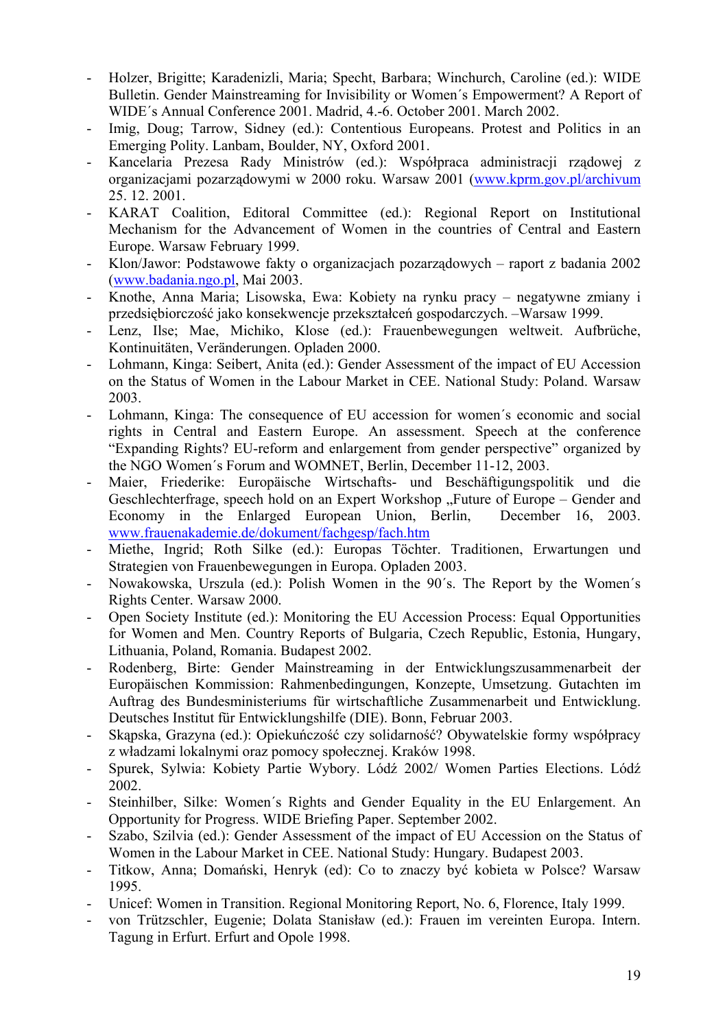- Holzer, Brigitte; Karadenizli, Maria; Specht, Barbara; Winchurch, Caroline (ed.): WIDE Bulletin. Gender Mainstreaming for Invisibility or Women´s Empowerment? A Report of WIDE´s Annual Conference 2001. Madrid, 4.-6. October 2001. March 2002.
- Imig, Doug; Tarrow, Sidney (ed.): Contentious Europeans. Protest and Politics in an Emerging Polity. Lanbam, Boulder, NY, Oxford 2001.
- Kancelaria Prezesa Rady Ministrów (ed.): Współpraca administracji rządowej z organizacjami pozarządowymi w 2000 roku. Warsaw 2001 (www.kprm.gov.pl/archivum 25. 12. 2001.
- KARAT Coalition, Editoral Committee (ed.): Regional Report on Institutional Mechanism for the Advancement of Women in the countries of Central and Eastern Europe. Warsaw February 1999.
- Klon/Jawor: Podstawowe fakty o organizacjach pozarządowych – raport z badania 2002 (www.badania.ngo.pl, Mai 2003.
- Knothe, Anna Maria; Lisowska, Ewa: Kobiety na rynku pracy – negatywne zmiany i przedsiębiorczość jako konsekwencje przekształceń gospodarczych. –Warsaw 1999.
- Lenz, Ilse; Mae, Michiko, Klose (ed.): Frauenbewegungen weltweit. Aufbrüche, Kontinuitäten, Veränderungen. Opladen 2000.
- Lohmann, Kinga: Seibert, Anita (ed.): Gender Assessment of the impact of EU Accession on the Status of Women in the Labour Market in CEE. National Study: Poland. Warsaw 2003.
- Lohmann, Kinga: The consequence of EU accession for women´s economic and social rights in Central and Eastern Europe. An assessment. Speech at the conference "Expanding Rights? EU-reform and enlargement from gender perspective" organized by the NGO Women´s Forum and WOMNET, Berlin, December 11-12, 2003.
- Maier, Friederike: Europäische Wirtschafts- und Beschäftigungspolitik und die Geschlechterfrage, speech hold on an Expert Workshop „Future of Europe – Gender and Economy in the Enlarged European Union, Berlin, December 16, 2003. www.frauenakademie.de/dokument/fachgesp/fach.htm
- Miethe, Ingrid; Roth Silke (ed.): Europas Töchter. Traditionen, Erwartungen und Strategien von Frauenbewegungen in Europa. Opladen 2003.
- Nowakowska, Urszula (ed.): Polish Women in the 90´s. The Report by the Women´s Rights Center. Warsaw 2000.
- Open Society Institute (ed.): Monitoring the EU Accession Process: Equal Opportunities for Women and Men. Country Reports of Bulgaria, Czech Republic, Estonia, Hungary, Lithuania, Poland, Romania. Budapest 2002.
- Rodenberg, Birte: Gender Mainstreaming in der Entwicklungszusammenarbeit der Europäischen Kommission: Rahmenbedingungen, Konzepte, Umsetzung. Gutachten im Auftrag des Bundesministeriums für wirtschaftliche Zusammenarbeit und Entwicklung. Deutsches Institut für Entwicklungshilfe (DIE). Bonn, Februar 2003.
- Skąpska, Grazyna (ed.): Opiekuńczość czy solidarność? Obywatelskie formy współpracy z władzami lokalnymi oraz pomocy społecznej. Kraków 1998.
- Spurek, Sylwia: Kobiety Partie Wybory. Lódź 2002/ Women Parties Elections. Lódź 2002.
- Steinhilber, Silke: Women´s Rights and Gender Equality in the EU Enlargement. An Opportunity for Progress. WIDE Briefing Paper. September 2002.
- Szabo, Szilvia (ed.): Gender Assessment of the impact of EU Accession on the Status of Women in the Labour Market in CEE. National Study: Hungary. Budapest 2003.
- Titkow, Anna; Domański, Henryk (ed): Co to znaczy być kobieta w Polsce? Warsaw 1995.
- Unicef: Women in Transition. Regional Monitoring Report, No. 6, Florence, Italy 1999.
- von Trützschler, Eugenie; Dolata Stanisław (ed.): Frauen im vereinten Europa. Intern. Tagung in Erfurt. Erfurt and Opole 1998.